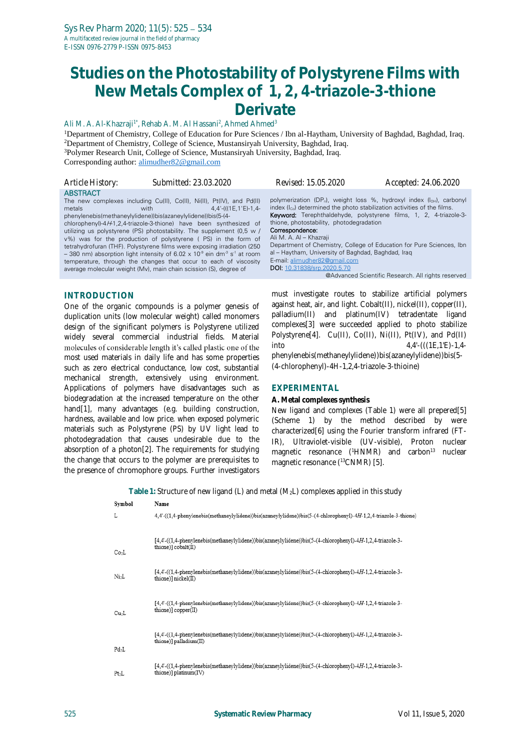# Studies on the Photostability of Polystyrene Films with New Metals Complex of 1, 2, 4-triazole-3-thione Derivate

Ali M. A. Al-Khazraji[1*], Rehab A. M. Al Hassani[2], Ahmed Ahmed[3]

[1]Department of Chemistry, College of Education for Pure Sciences / Ibn al-Haytham, University of Baghdad, Baghdad, Iraq.
[2]Department of Chemistry, College of Science, Mustansiryah University, Baghdad, Iraq.
[3]Polymer Research Unit, College of Science, Mustansiryah University, Baghdad, Iraq.
Corresponding author: alimudher82@gmail.com

Article History: Submitted: 23.03.2020 Revised: 15.05.2020 Accepted: 24.06.2020

## ABSTRACT

The new complexes including Cu(II), Co(II), Ni(II), Pt(IV), and Pd(II) metals with 4,4'-(((1E,1'E)-1,4-phenylenebis(methaneylylidene))bis(azaneylylidene))bis(5-(4-chlorophenyl)-4*H*-1,2,4-triazole-3-thione) have been synthesized of utilizing us polystyrene (PS) photostability. The supplement (0,5 w / v%) was for the production of polystyrene ( PS) in the form of tetrahydrofuran (THF). Polystyrene films were exposing irradiation (250 – 380 nm) absorption light intensity of $6.02 \times 10^{-8}$ ein $dm^{-3}$ $s^{-1}$ at room temperature, through the changes that occur to each of viscosity average molecular weight (Mv), main chain scission (S), degree of polymerization ($DP_n$), weight loss %, hydroxyl index ($I_{OH}$), carbonyl index ($I_{Co}$) determined the photo stabilization activities of the films.

**Keyword:** Terephthaldehyde, polystyrene films, 1, 2, 4-triazole-3-thione, photostability, photodegradation

**Correspondence:**
Ali M. A. Al – Khazraji
Department of Chemistry, College of Education for Pure Sciences, Ibn al – Haytham, University of Baghdad, Baghdad, Iraq
E-mail: alimudher82@gmail.com
**DOI:** 10.31838/srp.2020.5.70

@Advanced Scientific Research. All rights reserved

## INTRODUCTION

One of the organic compounds is a polymer genesis of duplication units (low molecular weight) called monomers design of the significant polymers is Polystyrene utilized widely several commercial industrial fields. Material molecules of considerable length it's called plastic one of the most used materials in daily life and has some properties such as zero electrical conductance, low cost, substantial mechanical strength, extensively using environment. Applications of polymers have disadvantages such as biodegradation at the increased temperature on the other hand[1], many advantages (e.g. building construction, hardness, available and low price. when exposed polymeric materials such as Polystyrene (PS) by UV light lead to photodegradation that causes undesirable due to the absorption of a photon[2]. The requirements for studying the change that occurs to the polymer are prerequisites to the presence of chromophore groups. Further investigators must investigate routes to stabilize artificial polymers against heat, air, and light. Cobalt(II), nickel(II), copper(II), palladium(II) and platinum(IV) tetradentate ligand complexes[3] were succeeded applied to photo stabilize Polystyrene[4]. Cu(II), Co(II), Ni(II), Pt(IV), and Pd(II) into 4,4'-(((1E,1'E)-1,4-phenylenebis(methaneylylidene))bis(azaneylylidene))bis(5-(4-chlorophenyl)-4H-1,2,4-triazole-3-thioine)

## EXPERIMENTAL

### A. Metal complexes synthesis

New ligand and complexes (Table 1) were all prepered[5] (Scheme 1) by the method described by were characterized[6] using the Fourier transform infrared (FT-IR), Ultraviolet-visible (UV-visible), Proton nuclear magnetic resonance ($^{1}$HNMR) and carbon$^{13}$ nuclear magnetic resonance ($^{13}$CNMR) [5].

**Table 1:** Structure of new ligand (L) and metal ($M_2L$) complexes applied in this study

| Symbol | Name |
|---|---|
| L | 4,4'-((1,4-phenylenebis(methaneylylidene))bis(azaneylylidene))bis(5-(4-chlorophenyl)-4*H*-1,2,4-triazole-3-thione) |
| $Co_2L$ | [4,4'-((1,4-phenylenebis(methaneylylidene))bis(azaneylylidene))bis(5-(4-chlorophenyl)-4*H*-1,2,4-triazole-3-thione)] cobalt(II) |
| $Ni_2L$ | [4,4'-((1,4-phenylenebis(methaneylylidene))bis(azaneylylidene))bis(5-(4-chlorophenyl)-4*H*-1,2,4-triazole-3-thione)] nickel(II) |
| $Cu_2L$ | [4,4'-((1,4-phenylenebis(methaneylylidene))bis(azaneylylidene))bis(5-(4-chlorophenyl)-4*H*-1,2,4-triazole-3-thione)] copper(II) |
| $Pd_2L$ | [4,4'-((1,4-phenylenebis(methaneylylidene))bis(azaneylylidene))bis(5-(4-chlorophenyl)-4*H*-1,2,4-triazole-3-thione)] palladium(II) |
| $Pt_2L$ | [4,4'-((1,4-phenylenebis(methaneylylidene))bis(azaneylylidene))bis(5-(4-chlorophenyl)-4*H*-1,2,4-triazole-3-thione)] platinum(IV) |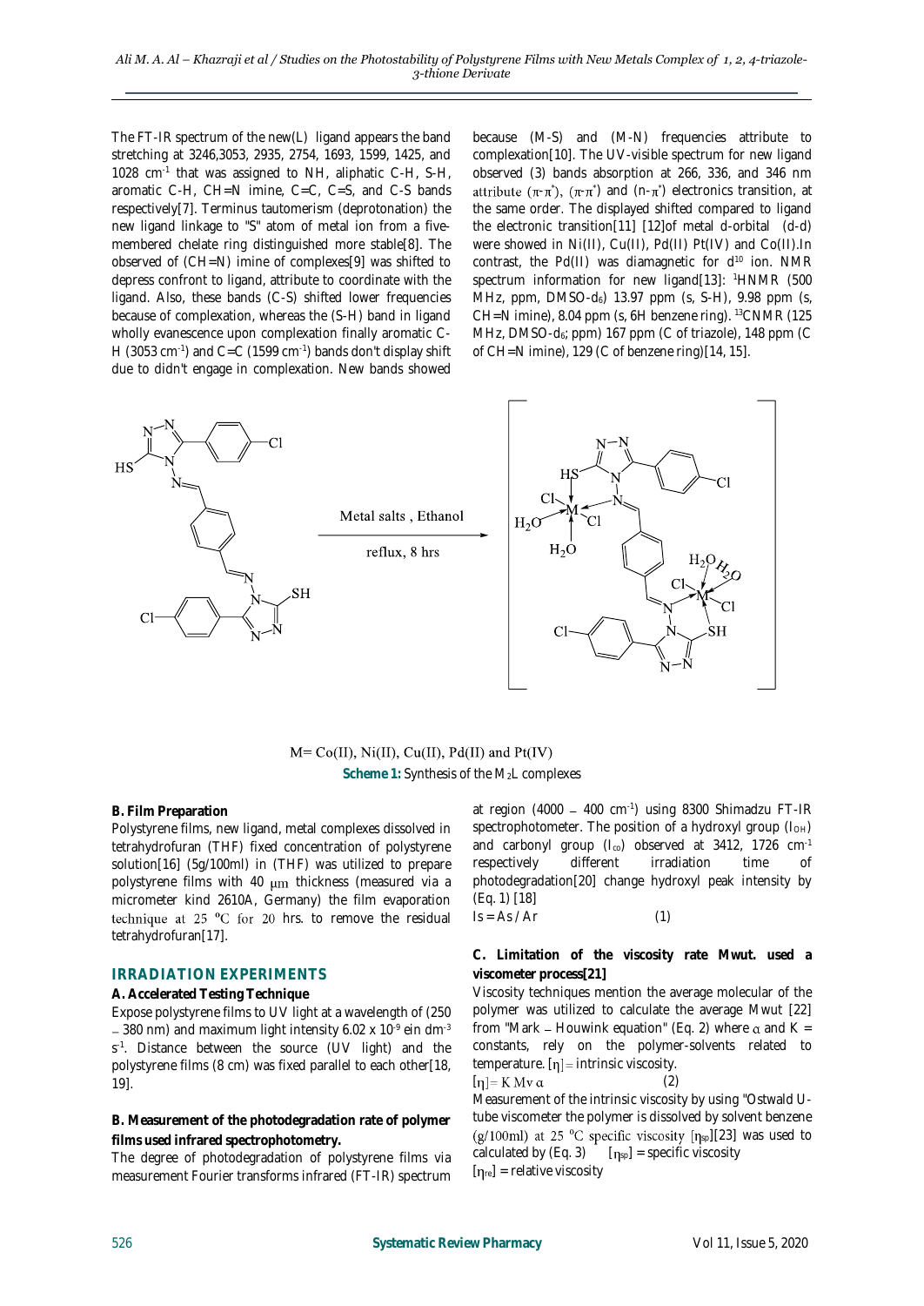The FT-IR spectrum of the new(L) ligand appears the band stretching at 3246,3053, 2935, 2754, 1693, 1599, 1425, and 1028 $cm^{-1}$ that was assigned to NH, aliphatic C-H, S-H, aromatic C-H, CH=N imine, C=C, C=S, and C-S bands respectively[7]. Terminus tautomerism (deprotonation) the new ligand linkage to "S" atom of metal ion from a five-membered chelate ring distinguished more stable[8]. The observed of (CH=N) imine of complexes[9] was shifted to depress confront to ligand, attribute to coordinate with the ligand. Also, these bands (C-S) shifted lower frequencies because of complexation, whereas the (S-H) band in ligand wholly evanescence upon complexation finally aromatic C-H (3053 $cm^{-1}$) and C=C (1599 $cm^{-1}$) bands don't display shift due to didn't engage in complexation. New bands showed because (M-S) and (M-N) frequencies attribute to complexation[10]. The UV-visible spectrum for new ligand observed (3) bands absorption at 266, 336, and 346 nm attribute ($\pi$-$\pi^*$), ($\pi$-$\pi^*$) and (n-$\pi^*$) electronics transition, at the same order. The displayed shifted compared to ligand the electronic transition[11] [12]of metal d-orbital (d-d) were showed in Ni(II), Cu(II), Pd(II) Pt(IV) and Co(II).In contrast, the Pd(II) was diamagnetic for $d^{10}$ ion. NMR spectrum information for new ligand[13]: $^1$HNMR (500 MHz, ppm, DMSO-$d_6$) 13.97 ppm (s, S-H), 9.98 ppm (s, CH=N imine), 8.04 ppm (s, 6H benzene ring). $^{13}$CNMR (125 MHz, DMSO-$d_6$; ppm) 167 ppm (C of triazole), 148 ppm (C of CH=N imine), 129 (C of benzene ring)[14, 15].

Metal salts , Ethanol

reflux, 8 hrs

M= Co(II), Ni(II), Cu(II), Pd(II) and Pt(IV)

**Scheme 1:** Synthesis of the $M_2L$ complexes

**B. Film Preparation**

Polystyrene films, new ligand, metal complexes dissolved in tetrahydrofuran (THF) fixed concentration of polystyrene solution[16] (5g/100ml) in (THF) was utilized to prepare polystyrene films with 40 μm thickness (measured via a micrometer kind 2610A, Germany) the film evaporation technique at 25 °C for 20 hrs. to remove the residual tetrahydrofuran[17].

## IRRADIATION EXPERIMENTS

**A. Accelerated Testing Technique**

Expose polystyrene films to UV light at a wavelength of (250 – 380 nm) and maximum light intensity 6.02 x $10^{-9}$ ein $dm^{-3}$ $s^{-1}$. Distance between the source (UV light) and the polystyrene films (8 cm) was fixed parallel to each other[18, 19].

**B. Measurement of the photodegradation rate of polymer films used infrared spectrophotometry.**

The degree of photodegradation of polystyrene films via measurement Fourier transforms infrared (FT-IR) spectrum at region (4000 – 400 $cm^{-1}$) using 8300 Shimadzu FT-IR spectrophotometer. The position of a hydroxyl group ($I_{OH}$) and carbonyl group ($I_{co}$) observed at 3412, 1726 $cm^{-1}$ respectively different irradiation time of photodegradation[20] change hydroxyl peak intensity by (Eq. 1) [18]

$$Is = As / Ar \qquad (1)$$

**C. Limitation of the viscosity rate Mwut. used a viscometer process[21]**

Viscosity techniques mention the average molecular of the polymer was utilized to calculate the average Mwut [22] from "Mark – Houwink equation" (Eq. 2) where $\alpha$ and K = constants, rely on the polymer-solvents related to temperature. [$\eta$] = intrinsic viscosity.

$$[\eta] = K\, Mv\, \alpha \qquad (2)$$

Measurement of the intrinsic viscosity by using "Ostwald U-tube viscometer the polymer is dissolved by solvent benzene (g/100ml) at 25 °C specific viscosity [$\eta_{sp}$][23] was used to calculated by (Eq. 3) [$\eta_{sp}$] = specific viscosity

[$\eta_{re}$] = relative viscosity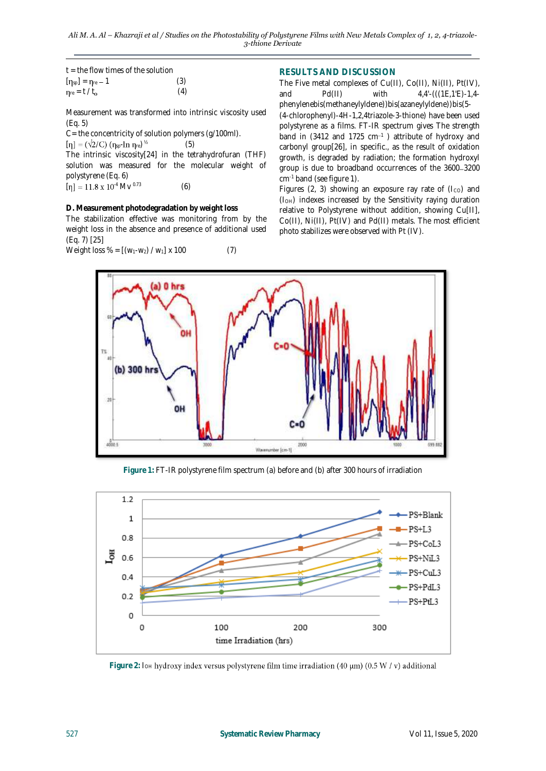t = the flow times of the solution

$[\eta_{sp}] = \eta_{re} - 1$ (3)

$\eta_{re} = t / t_o$ (4)

Measurement was transformed into intrinsic viscosity used (Eq. 5)

C = the concentricity of solution polymers (g/100ml).

$[\eta] = (\sqrt{2}/C)\,(\eta_{sp} - \ln \eta_{re})^{1/2}$ (5)

The intrinsic viscosity[24] in the tetrahydrofuran (THF) solution was measured for the molecular weight of polystyrene (Eq. 6)

$[\eta] = 11.8 \times 10^{-4}\, M_v^{\,0.73}$ (6)

**D. Measurement photodegradation by weight loss**

The stabilization effective was monitoring from by the weight loss in the absence and presence of additional used (Eq. 7) [25]

$\text{Weight loss \%} = [(w_1 - w_2) / w_1] \times 100$ (7)

## RESULTS AND DISCUSSION

The Five metal complexes of Cu(II), Co(II), Ni(II), Pt(IV), and Pd(II) with 4,4'-(((1E,1'E)-1,4-phenylenebis(methaneylylidene))bis(azaneylylidene))bis(5-(4-chlorophenyl)-4H-1,2,4triazole-3-thione) have been used polystyrene as a films. FT-IR spectrum gives The strength band in (3412 and 1725 $cm^{-1}$ ) attribute of hydroxy and carbonyl group[26], in specific., as the result of oxidation growth, is degraded by radiation; the formation hydroxyl group is due to broadband occurrences of the 3600–3200 $cm^{-1}$ band (see figure 1).

Figures (2, 3) showing an exposure ray rate of ($I_{CO}$) and ($I_{OH}$) indexes increased by the Sensitivity raying duration relative to Polystyrene without addition, showing Cu[II], Co(II), Ni(II), Pt(IV) and Pd(II) metals. The most efficient photo stabilizes were observed with Pt (IV).

**Figure 1:** FT-IR polystyrene film spectrum (a) before and (b) after 300 hours of irradiation

**Figure 2:** $I_{OH}$ hydroxy index versus polystyrene film time irradiation (40 µm) (0.5 W / v) additional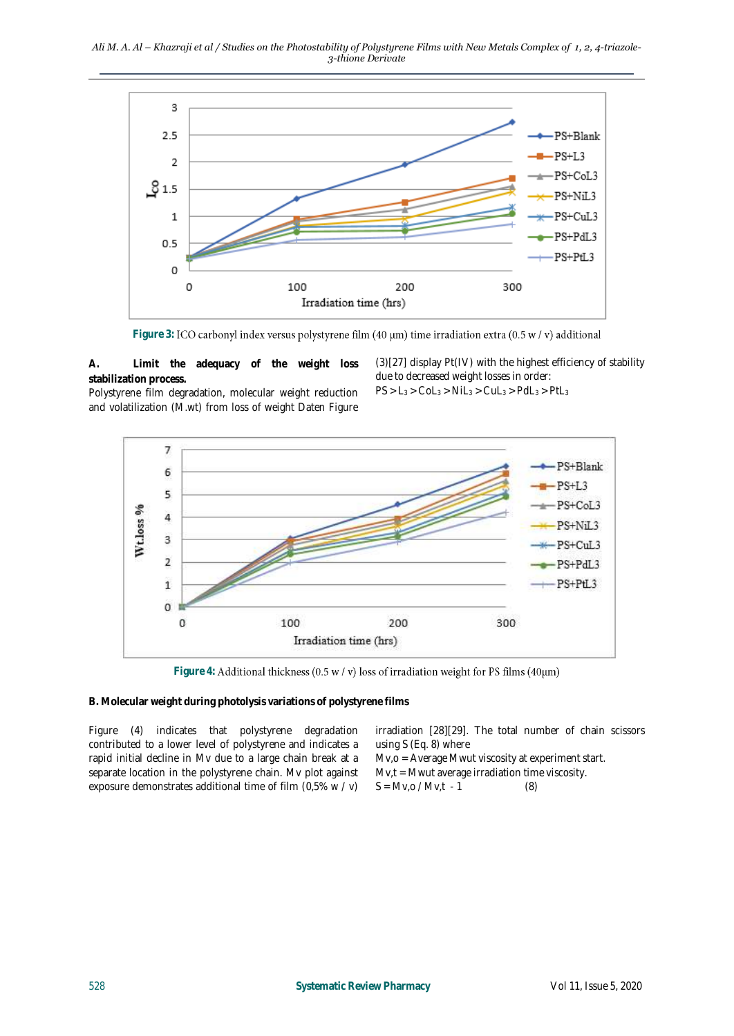Figure 3: ICO carbonyl index versus polystyrene film (40 µm) time irradiation extra (0.5 w / v) additional

**A. Limit the adequacy of the weight loss stabilization process.**

Polystyrene film degradation, molecular weight reduction and volatilization (M.wt) from loss of weight Daten Figure (3)[27] display Pt(IV) with the highest efficiency of stability due to decreased weight losses in order:

$PS > L_3 > CoL_3 > NiL_3 > CuL_3 > PdL_3 > PtL_3$

Figure 4: Additional thickness (0.5 w / v) loss of irradiation weight for PS films (40µm)

**B. Molecular weight during photolysis variations of polystyrene films**

Figure (4) indicates that polystyrene degradation contributed to a lower level of polystyrene and indicates a rapid initial decline in Mv due to a large chain break at a separate location in the polystyrene chain. Mv plot against exposure demonstrates additional time of film (0,5% w / v) irradiation [28][29]. The total number of chain scissors using S (Eq. 8) where

$M_{v,o}$ = Average Mwut viscosity at experiment start.

$M_{v,t}$ = Mwut average irradiation time viscosity.

$$S = M_{v,o} / M_{v,t} - 1 \qquad (8)$$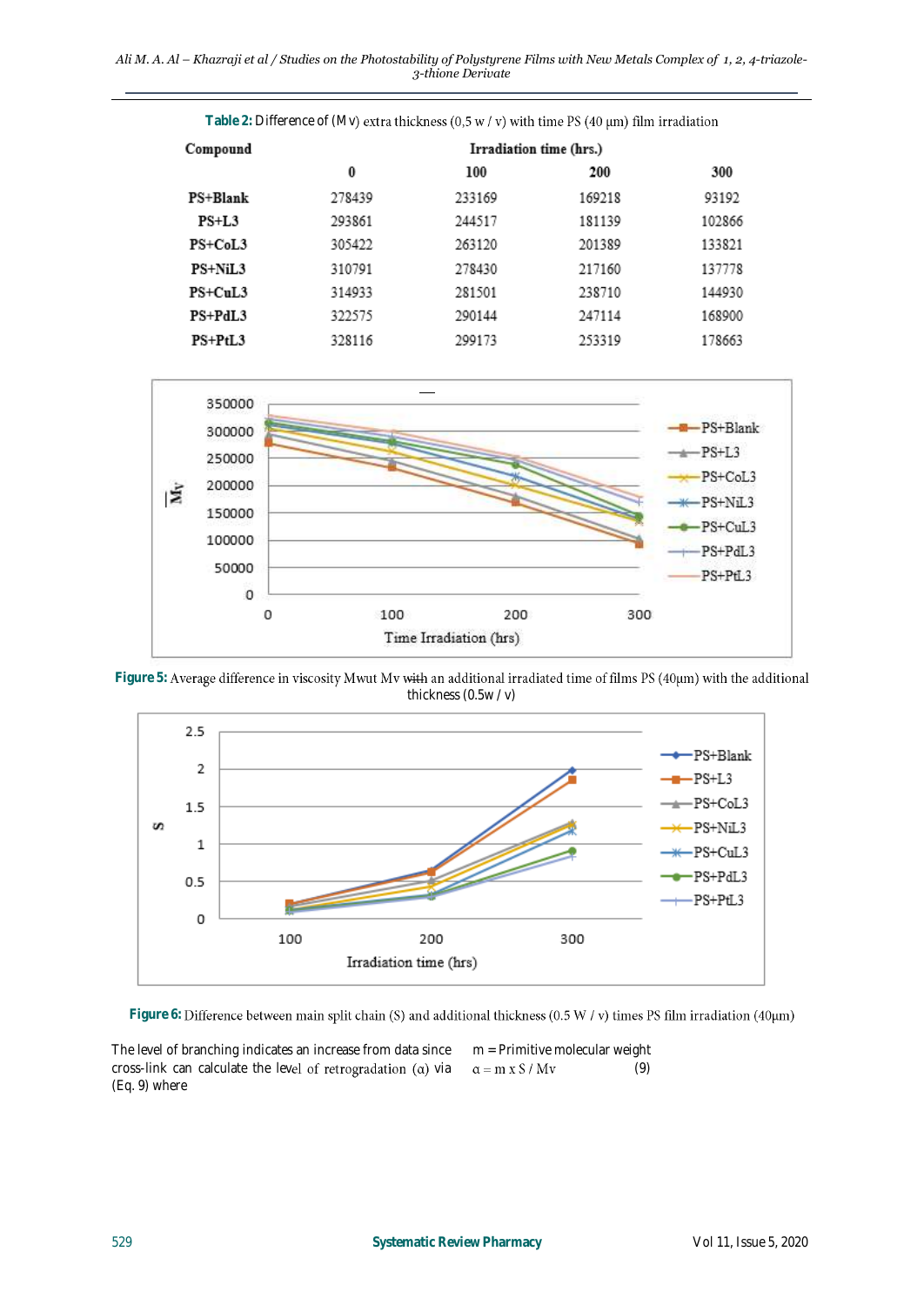**Table 2:** Difference of (Mv) extra thickness (0,5 w / v) with time PS (40 µm) film irradiation

| Compound | Irradiation time (hrs.) | | | |
|---|---|---|---|---|
| | 0 | 100 | 200 | 300 |
| PS+Blank | 278439 | 233169 | 169218 | 93192 |
| PS+L3 | 293861 | 244517 | 181139 | 102866 |
| PS+CoL3 | 305422 | 263120 | 201389 | 133821 |
| PS+NiL3 | 310791 | 278430 | 217160 | 137778 |
| PS+CuL3 | 314933 | 281501 | 238710 | 144930 |
| PS+PdL3 | 322575 | 290144 | 247114 | 168900 |
| PS+PtL3 | 328116 | 299173 | 253319 | 178663 |

**Figure 5:** Average difference in viscosity Mwut Mv ~~with~~ an additional irradiated time of films PS (40µm) with the additional thickness (0.5w / v)

**Figure 6:** Difference between main split chain (S) and additional thickness (0.5 W / v) times PS film irradiation (40µm)

The level of branching indicates an increase from data since cross-link can calculate the level of retrogradation (α) via (Eq. 9) where

m = Primitive molecular weight

$$\alpha = m \times S / Mv \quad (9)$$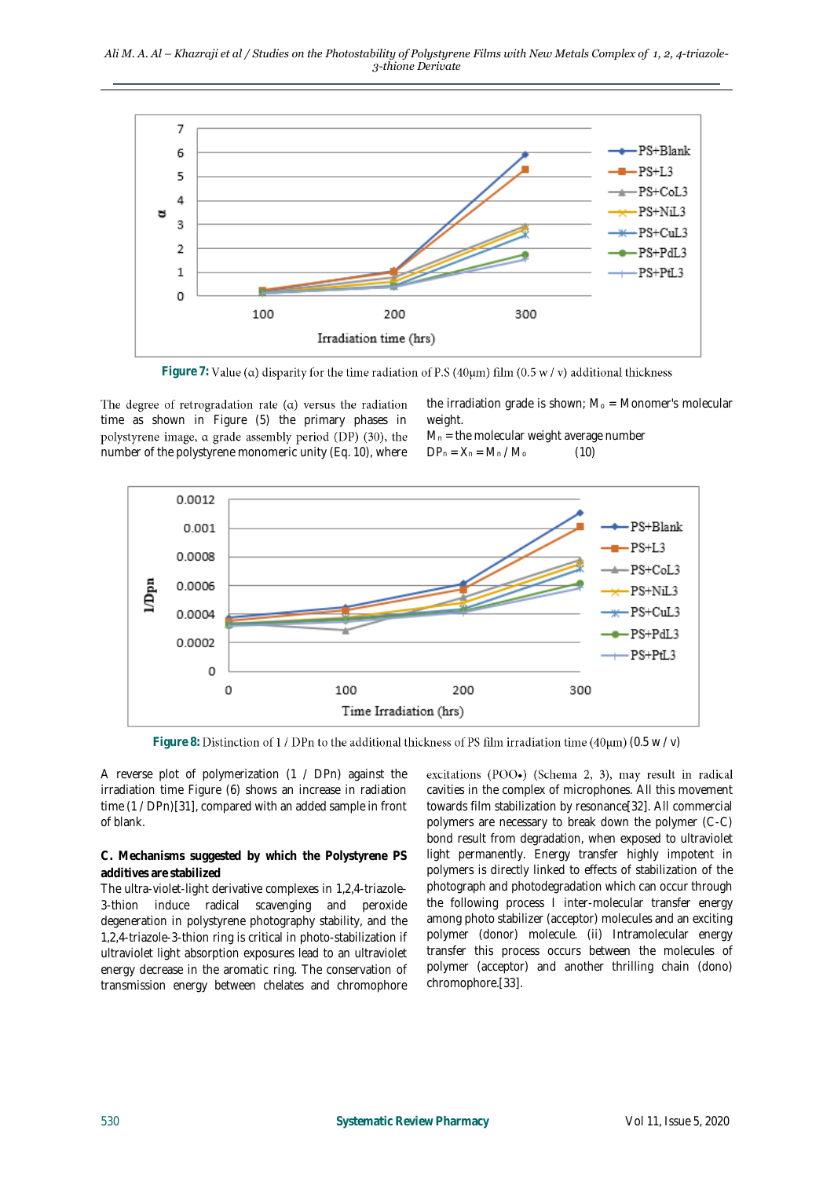**Figure 7:** Value (α) disparity for the time radiation of P.S (40μm) film (0.5 w / v) additional thickness

The degree of retrogradation rate (α) versus the radiation time as shown in Figure (5) the primary phases in polystyrene image, α grade assembly period (DP) (30), the number of the polystyrene monomeric unity (Eq. 10), where the irradiation grade is shown; $M_o$ = Monomer's molecular weight.

$M_n$ = the molecular weight average number

$$DP_n = X_n = M_n / M_o \qquad (10)$$

**Figure 8:** Distinction of 1 / DPn to the additional thickness of PS film irradiation time (40μm) (0.5 w / v)

A reverse plot of polymerization (1 / DPn) against the irradiation time Figure (6) shows an increase in radiation time (1 / DPn)[31], compared with an added sample in front of blank.

**C. Mechanisms suggested by which the Polystyrene PS additives are stabilized**

The ultra-violet-light derivative complexes in 1,2,4-triazole-3-thion induce radical scavenging and peroxide degeneration in polystyrene photography stability, and the 1,2,4-triazole-3-thion ring is critical in photo-stabilization if ultraviolet light absorption exposures lead to an ultraviolet energy decrease in the aromatic ring. The conservation of transmission energy between chelates and chromophore excitations (POO•) (Schema 2, 3), may result in radical cavities in the complex of microphones. All this movement towards film stabilization by resonance[32]. All commercial polymers are necessary to break down the polymer (C-C) bond result from degradation, when exposed to ultraviolet light permanently. Energy transfer highly impotent in polymers is directly linked to effects of stabilization of the photograph and photodegradation which can occur through the following process I inter-molecular transfer energy among photo stabilizer (acceptor) molecules and an exciting polymer (donor) molecule. (ii) Intramolecular energy transfer this process occurs between the molecules of polymer (acceptor) and another thrilling chain (dono) chromophore.[33].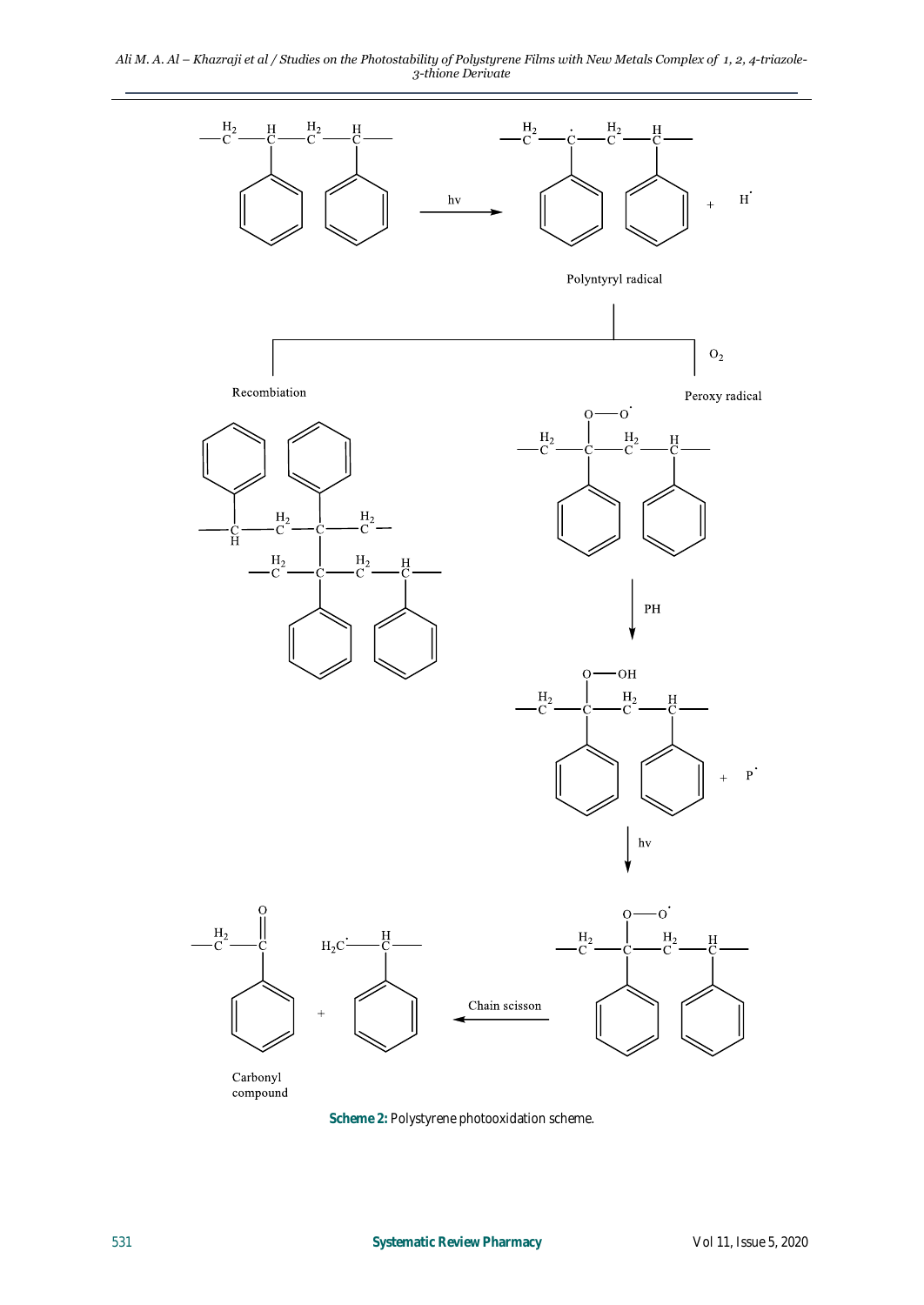hv

Polyntyryl radical

Recombiation

$O_2$

Peroxy radical

PH

hv

Chain scisson

Carbonyl compound

**Scheme 2:** Polystyrene photooxidation scheme.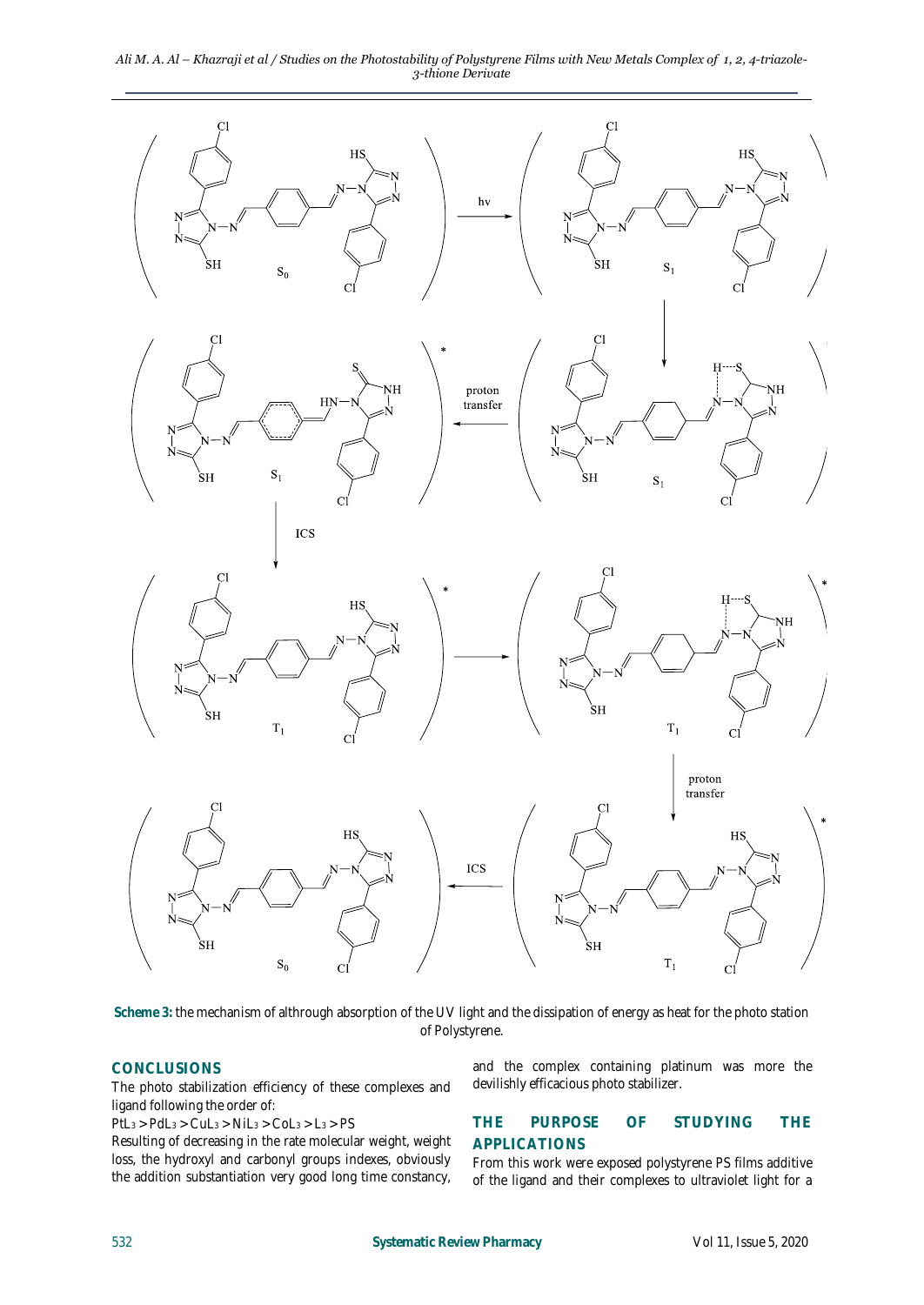Scheme 3: the mechanism of althrough absorption of the UV light and the dissipation of energy as heat for the photo station of Polystyrene.

## CONCLUSIONS

The photo stabilization efficiency of these complexes and ligand following the order of:

$PtL_3 > PdL_3 > CuL_3 > NiL_3 > CoL_3 > L_3 > PS$

Resulting of decreasing in the rate molecular weight, weight loss, the hydroxyl and carbonyl groups indexes, obviously the addition substantiation very good long time constancy, and the complex containing platinum was more the devilishly efficacious photo stabilizer.

## THE PURPOSE OF STUDYING THE APPLICATIONS

From this work were exposed polystyrene PS films additive of the ligand and their complexes to ultraviolet light for a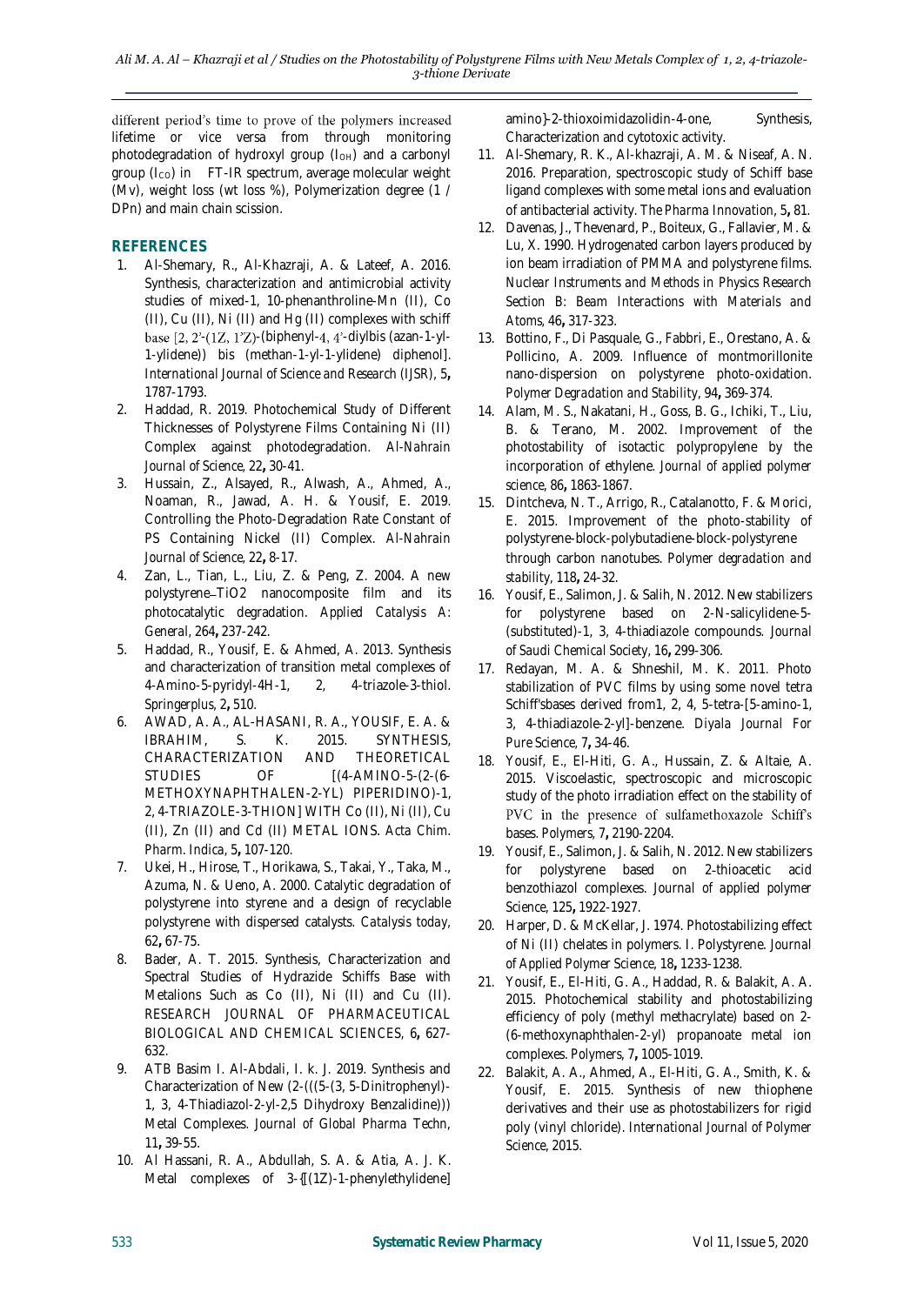different period's time to prove of the polymers increased lifetime or vice versa from through monitoring photodegradation of hydroxyl group ($I_{OH}$) and a carbonyl group ($I_{CO}$) in FT-IR spectrum, average molecular weight (Mv), weight loss (wt loss %), Polymerization degree (1 / DPn) and main chain scission.

## REFERENCES

1. Al-Shemary, R., Al-Khazraji, A. & Lateef, A. 2016. Synthesis, characterization and antimicrobial activity studies of mixed-1, 10-phenanthroline-Mn (II), Co (II), Cu (II), Ni (II) and Hg (II) complexes with schiff base [2, 2'-(1Z, 1'Z)-(biphenyl-4, 4'-diylbis (azan-1-yl-1-ylidene)) bis (methan-1-yl-1-ylidene) diphenol]. *International Journal of Science and Research (IJSR)*, 5**,** 1787-1793.
2. Haddad, R. 2019. Photochemical Study of Different Thicknesses of Polystyrene Films Containing Ni (II) Complex against photodegradation. *Al-Nahrain Journal of Science*, 22**,** 30-41.
3. Hussain, Z., Alsayed, R., Alwash, A., Ahmed, A., Noaman, R., Jawad, A. H. & Yousif, E. 2019. Controlling the Photo-Degradation Rate Constant of PS Containing Nickel (II) Complex. *Al-Nahrain Journal of Science*, 22**,** 8-17.
4. Zan, L., Tian, L., Liu, Z. & Peng, Z. 2004. A new polystyrene–TiO2 nanocomposite film and its photocatalytic degradation. *Applied Catalysis A: General*, 264**,** 237-242.
5. Haddad, R., Yousif, E. & Ahmed, A. 2013. Synthesis and characterization of transition metal complexes of 4-Amino-5-pyridyl-4H-1, 2, 4-triazole-3-thiol. *Springerplus*, 2**,** 510.
6. AWAD, A. A., AL-HASANI, R. A., YOUSIF, E. A. & IBRAHIM, S. K. 2015. SYNTHESIS, CHARACTERIZATION AND THEORETICAL STUDIES OF [(4-AMINO-5-(2-(6-METHOXYNAPHTHALEN-2-YL) PIPERIDINO)-1, 2, 4-TRIAZOLE-3-THION] WITH Co (II), Ni (II), Cu (II), Zn (II) and Cd (II) METAL IONS. *Acta Chim. Pharm. Indica*, 5**,** 107-120.
7. Ukei, H., Hirose, T., Horikawa, S., Takai, Y., Taka, M., Azuma, N. & Ueno, A. 2000. Catalytic degradation of polystyrene into styrene and a design of recyclable polystyrene with dispersed catalysts. *Catalysis today*, 62**,** 67-75.
8. Bader, A. T. 2015. Synthesis, Characterization and Spectral Studies of Hydrazide Schiffs Base with Metalions Such as Co (II), Ni (II) and Cu (II). *RESEARCH JOURNAL OF PHARMACEUTICAL BIOLOGICAL AND CHEMICAL SCIENCES*, 6**,** 627-632.
9. ATB Basim I. Al-Abdali, I. k. J. 2019. Synthesis and Characterization of New (2-(((5-(3, 5-Dinitrophenyl)-1, 3, 4-Thiadiazol-2-yl-2,5 Dihydroxy Benzalidine))) Metal Complexes. *Journal of Global Pharma Techn*, 11**,** 39-55.
10. Al Hassani, R. A., Abdullah, S. A. & Atia, A. J. K. Metal complexes of 3-{[(1Z)-1-phenylethylidene] amino}-2-thioxoimidazolidin-4-one, Synthesis, Characterization and cytotoxic activity.
11. Al-Shemary, R. K., Al-khazraji, A. M. & Niseaf, A. N. 2016. Preparation, spectroscopic study of Schiff base ligand complexes with some metal ions and evaluation of antibacterial activity. *The Pharma Innovation*, 5**,** 81.
12. Davenas, J., Thevenard, P., Boiteux, G., Fallavier, M. & Lu, X. 1990. Hydrogenated carbon layers produced by ion beam irradiation of PMMA and polystyrene films. *Nuclear Instruments and Methods in Physics Research Section B: Beam Interactions with Materials and Atoms*, 46**,** 317-323.
13. Bottino, F., Di Pasquale, G., Fabbri, E., Orestano, A. & Pollicino, A. 2009. Influence of montmorillonite nano-dispersion on polystyrene photo-oxidation. *Polymer Degradation and Stability*, 94**,** 369-374.
14. Alam, M. S., Nakatani, H., Goss, B. G., Ichiki, T., Liu, B. & Terano, M. 2002. Improvement of the photostability of isotactic polypropylene by the incorporation of ethylene. *Journal of applied polymer science*, 86**,** 1863-1867.
15. Dintcheva, N. T., Arrigo, R., Catalanotto, F. & Morici, E. 2015. Improvement of the photo-stability of polystyrene-block-polybutadiene-block-polystyrene through carbon nanotubes. *Polymer degradation and stability*, 118**,** 24-32.
16. Yousif, E., Salimon, J. & Salih, N. 2012. New stabilizers for polystyrene based on 2-N-salicylidene-5-(substituted)-1, 3, 4-thiadiazole compounds. *Journal of Saudi Chemical Society*, 16**,** 299-306.
17. Redayan, M. A. & Shneshil, M. K. 2011. Photo stabilization of PVC films by using some novel tetra Schiff'sbases derived from1, 2, 4, 5-tetra-[5-amino-1, 3, 4-thiadiazole-2-yl]-benzene. *Diyala Journal For Pure Science*, 7**,** 34-46.
18. Yousif, E., El-Hiti, G. A., Hussain, Z. & Altaie, A. 2015. Viscoelastic, spectroscopic and microscopic study of the photo irradiation effect on the stability of PVC in the presence of sulfamethoxazole Schiff's bases. *Polymers*, 7**,** 2190-2204.
19. Yousif, E., Salimon, J. & Salih, N. 2012. New stabilizers for polystyrene based on 2-thioacetic acid benzothiazol complexes. *Journal of applied polymer Science*, 125**,** 1922-1927.
20. Harper, D. & McKellar, J. 1974. Photostabilizing effect of Ni (II) chelates in polymers. I. Polystyrene. *Journal of Applied Polymer Science*, 18**,** 1233-1238.
21. Yousif, E., El-Hiti, G. A., Haddad, R. & Balakit, A. A. 2015. Photochemical stability and photostabilizing efficiency of poly (methyl methacrylate) based on 2-(6-methoxynaphthalen-2-yl) propanoate metal ion complexes. *Polymers*, 7**,** 1005-1019.
22. Balakit, A. A., Ahmed, A., El-Hiti, G. A., Smith, K. & Yousif, E. 2015. Synthesis of new thiophene derivatives and their use as photostabilizers for rigid poly (vinyl chloride). *International Journal of Polymer Science*, 2015.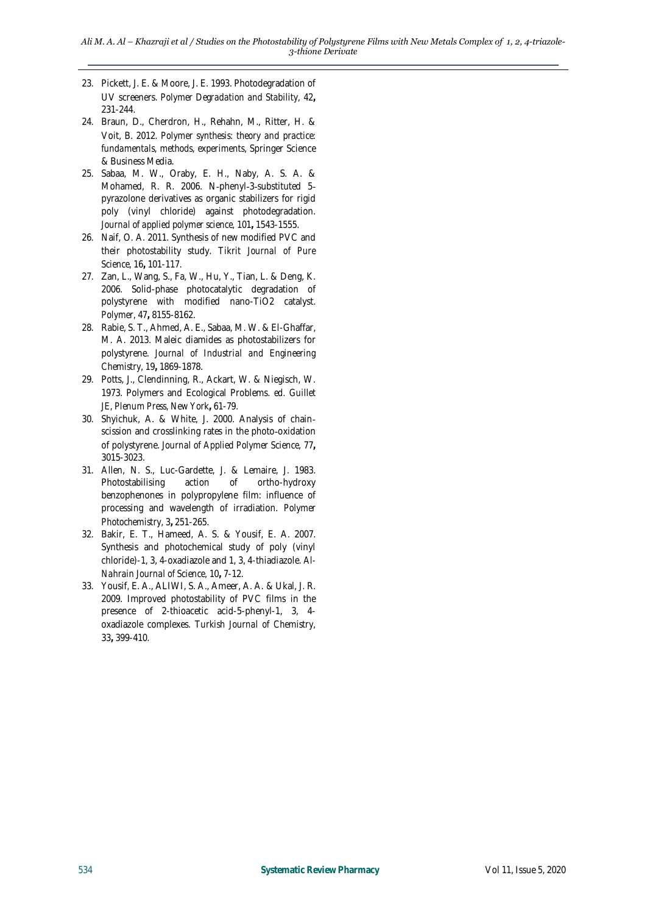23. Pickett, J. E. & Moore, J. E. 1993. Photodegradation of UV screeners. *Polymer Degradation and Stability,* 42**,** 231-244.
24. Braun, D., Cherdron, H., Rehahn, M., Ritter, H. & Voit, B. 2012. *Polymer synthesis: theory and practice: fundamentals, methods, experiments*, Springer Science & Business Media.
25. Sabaa, M. W., Oraby, E. H., Naby, A. S. A. & Mohamed, R. R. 2006. N-phenyl-3-substituted 5-pyrazolone derivatives as organic stabilizers for rigid poly (vinyl chloride) against photodegradation. *Journal of applied polymer science,* 101**,** 1543-1555.
26. Naif, O. A. 2011. Synthesis of new modified PVC and their photostability study. *Tikrit Journal of Pure Science,* 16**,** 101-117.
27. Zan, L., Wang, S., Fa, W., Hu, Y., Tian, L. & Deng, K. 2006. Solid-phase photocatalytic degradation of polystyrene with modified nano-TiO2 catalyst. *Polymer,* 47**,** 8155-8162.
28. Rabie, S. T., Ahmed, A. E., Sabaa, M. W. & El-Ghaffar, M. A. 2013. Maleic diamides as photostabilizers for polystyrene. *Journal of Industrial and Engineering Chemistry,* 19**,** 1869-1878.
29. Potts, J., Clendinning, R., Ackart, W. & Niegisch, W. 1973. Polymers and Ecological Problems. *ed. Guillet JE, Plenum Press, New York***,** 61-79.
30. Shyichuk, A. & White, J. 2000. Analysis of chain-scission and crosslinking rates in the photo-oxidation of polystyrene. *Journal of Applied Polymer Science,* 77**,** 3015-3023.
31. Allen, N. S., Luc-Gardette, J. & Lemaire, J. 1983. Photostabilising action of ortho-hydroxy benzophenones in polypropylene film: influence of processing and wavelength of irradiation. *Polymer Photochemistry,* 3**,** 251-265.
32. Bakir, E. T., Hameed, A. S. & Yousif, E. A. 2007. Synthesis and photochemical study of poly (vinyl chloride)-1, 3, 4-oxadiazole and 1, 3, 4-thiadiazole. *Al-Nahrain Journal of Science,* 10**,** 7-12.
33. Yousif, E. A., ALIWI, S. A., Ameer, A. A. & Ukal, J. R. 2009. Improved photostability of PVC films in the presence of 2-thioacetic acid-5-phenyl-1, 3, 4-oxadiazole complexes. *Turkish Journal of Chemistry,* 33**,** 399-410.